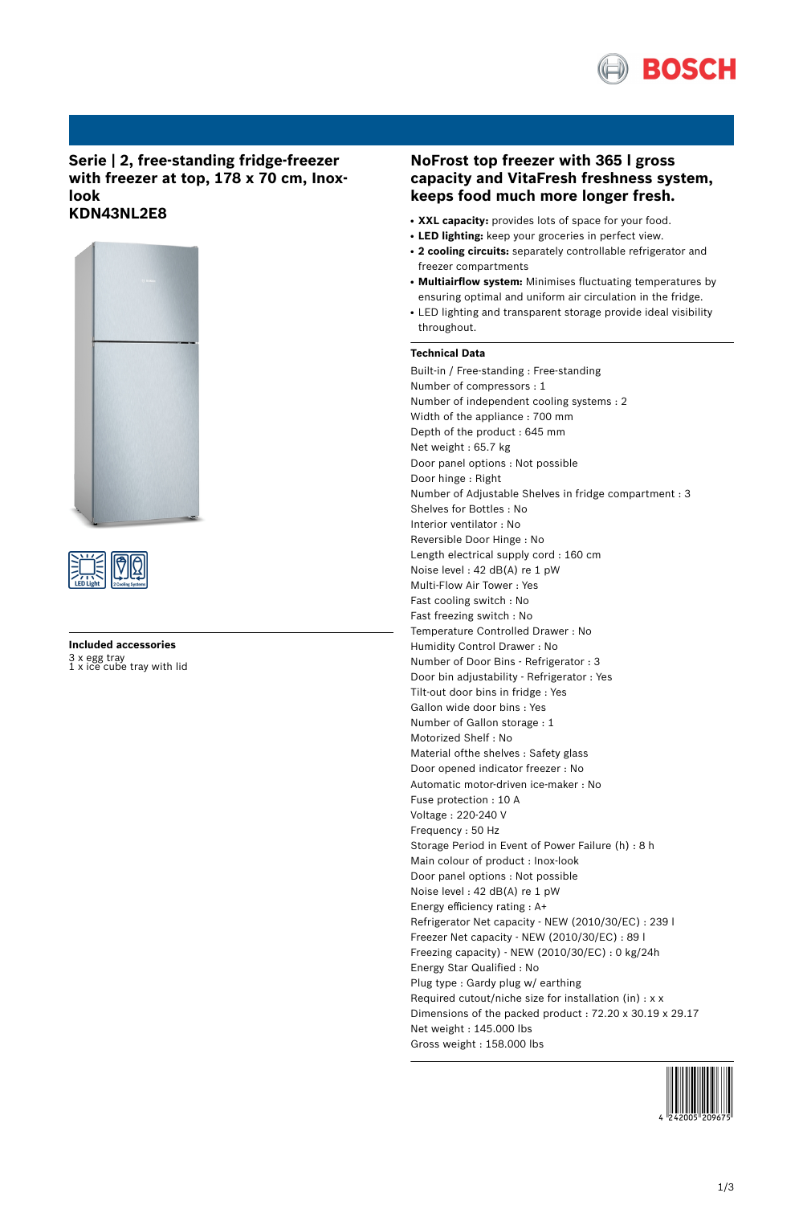# Serie | 2, free-standing fridge-freezer with freezer at top, 178 x 70 cm, Inox-look
# KDN43NL2E8

## Included accessories

3 x egg tray
1 x ice cube tray with lid

## NoFrost top freezer with 365 l gross capacity and VitaFresh freshness system, keeps food much more longer fresh.

- **XXL capacity:** provides lots of space for your food.
- **LED lighting:** keep your groceries in perfect view.
- **2 cooling circuits:** separately controllable refrigerator and freezer compartments
- **Multiairflow system:** Minimises fluctuating temperatures by ensuring optimal and uniform air circulation in the fridge.
- LED lighting and transparent storage provide ideal visibility throughout.

### Technical Data

Built-in / Free-standing : Free-standing
Number of compressors : 1
Number of independent cooling systems : 2
Width of the appliance : 700 mm
Depth of the product : 645 mm
Net weight : 65.7 kg
Door panel options : Not possible
Door hinge : Right
Number of Adjustable Shelves in fridge compartment : 3
Shelves for Bottles : No
Interior ventilator : No
Reversible Door Hinge : No
Length electrical supply cord : 160 cm
Noise level : 42 dB(A) re 1 pW
Multi-Flow Air Tower : Yes
Fast cooling switch : No
Fast freezing switch : No
Temperature Controlled Drawer : No
Humidity Control Drawer : No
Number of Door Bins - Refrigerator : 3
Door bin adjustability - Refrigerator : Yes
Tilt-out door bins in fridge : Yes
Gallon wide door bins : Yes
Number of Gallon storage : 1
Motorized Shelf : No
Material ofthe shelves : Safety glass
Door opened indicator freezer : No
Automatic motor-driven ice-maker : No
Fuse protection : 10 A
Voltage : 220-240 V
Frequency : 50 Hz
Storage Period in Event of Power Failure (h) : 8 h
Main colour of product : Inox-look
Door panel options : Not possible
Noise level : 42 dB(A) re 1 pW
Energy efficiency rating : A+
Refrigerator Net capacity - NEW (2010/30/EC) : 239 l
Freezer Net capacity - NEW (2010/30/EC) : 89 l
Freezing capacity) - NEW (2010/30/EC) : 0 kg/24h
Energy Star Qualified : No
Plug type : Gardy plug w/ earthing
Required cutout/niche size for installation (in) : x x
Dimensions of the packed product : 72.20 x 30.19 x 29.17
Net weight : 145.000 lbs
Gross weight : 158.000 lbs

4 242005 209675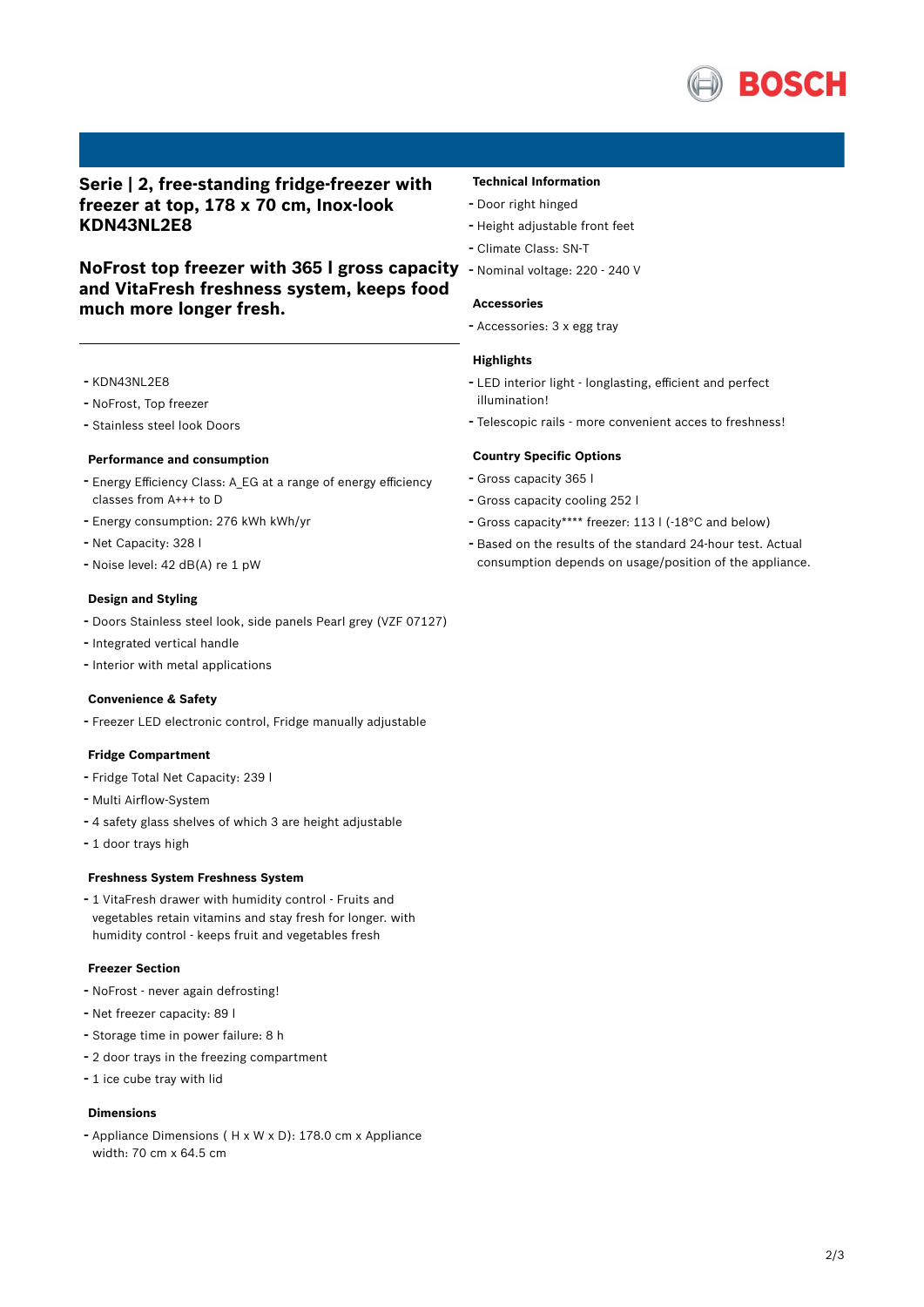## Serie | 2, free-standing fridge-freezer with freezer at top, 178 x 70 cm, Inox-look KDN43NL2E8

## NoFrost top freezer with 365 l gross capacity and VitaFresh freshness system, keeps food much more longer fresh.

- KDN43NL2E8
- NoFrost, Top freezer
- Stainless steel look Doors

### Performance and consumption

- Energy Efficiency Class: A_EG at a range of energy efficiency classes from A+++ to D
- Energy consumption: 276 kWh kWh/yr
- Net Capacity: 328 l
- Noise level: 42 dB(A) re 1 pW

### Design and Styling

- Doors Stainless steel look, side panels Pearl grey (VZF 07127)
- Integrated vertical handle
- Interior with metal applications

### Convenience & Safety

- Freezer LED electronic control, Fridge manually adjustable

### Fridge Compartment

- Fridge Total Net Capacity: 239 l
- Multi Airflow-System
- 4 safety glass shelves of which 3 are height adjustable
- 1 door trays high

### Freshness System Freshness System

- 1 VitaFresh drawer with humidity control - Fruits and vegetables retain vitamins and stay fresh for longer. with humidity control - keeps fruit and vegetables fresh

### Freezer Section

- NoFrost - never again defrosting!
- Net freezer capacity: 89 l
- Storage time in power failure: 8 h
- 2 door trays in the freezing compartment
- 1 ice cube tray with lid

### Dimensions

- Appliance Dimensions ( H x W x D): 178.0 cm x Appliance width: 70 cm x 64.5 cm

### Technical Information

- Door right hinged
- Height adjustable front feet
- Climate Class: SN-T
- Nominal voltage: 220 - 240 V

### Accessories

- Accessories: 3 x egg tray

### Highlights

- LED interior light - longlasting, efficient and perfect illumination!
- Telescopic rails - more convenient acces to freshness!

### Country Specific Options

- Gross capacity 365 l
- Gross capacity cooling 252 l
- Gross capacity**** freezer: 113 l (-18°C and below)
- Based on the results of the standard 24-hour test. Actual consumption depends on usage/position of the appliance.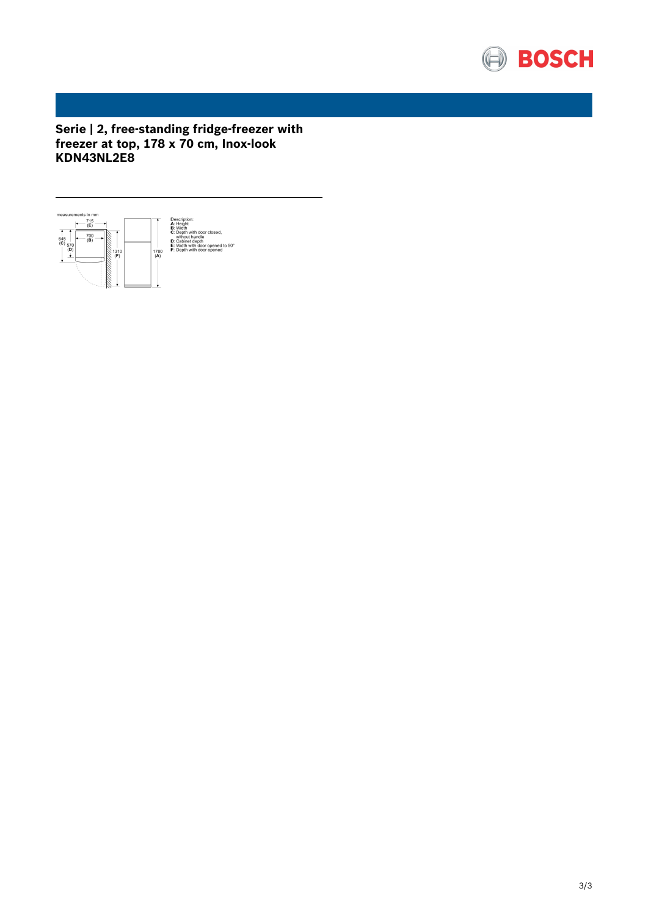## Serie | 2, free-standing fridge-freezer with freezer at top, 178 x 70 cm, Inox-look KDN43NL2E8

measurements in mm

715 (E)

700 (B)

645 (C)

570 (D)

1310 (F)

1780 (A)

Description:
**A**: Height
**B**: Width
**C**: Depth with door closed, without handle
**D**: Cabinet depth
**E**: Width with door opened to 90°
**F**: Depth with door opened